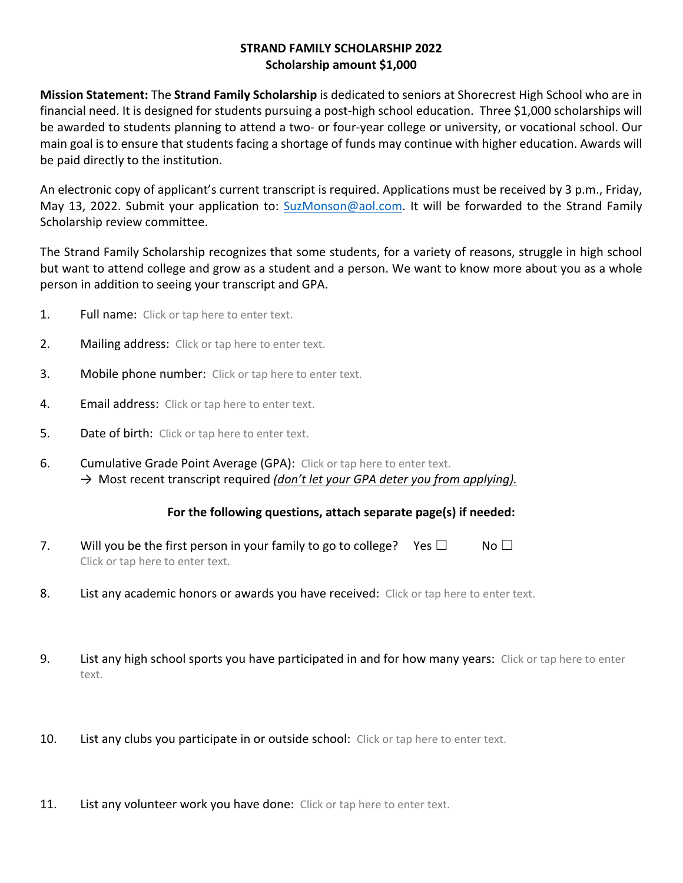**STRAND FAMILY SCHOLARSHIP 2022**
**Scholarship amount $1,000**

**Mission Statement:** The **Strand Family Scholarship** is dedicated to seniors at Shorecrest High School who are in financial need. It is designed for students pursuing a post-high school education. Three $1,000 scholarships will be awarded to students planning to attend a two- or four-year college or university, or vocational school. Our main goal is to ensure that students facing a shortage of funds may continue with higher education. Awards will be paid directly to the institution.

An electronic copy of applicant's current transcript is required. Applications must be received by 3 p.m., Friday, May 13, 2022. Submit your application to: SuzMonson@aol.com. It will be forwarded to the Strand Family Scholarship review committee.

The Strand Family Scholarship recognizes that some students, for a variety of reasons, struggle in high school but want to attend college and grow as a student and a person. We want to know more about you as a whole person in addition to seeing your transcript and GPA.

1. Full name: Click or tap here to enter text.

2. Mailing address: Click or tap here to enter text.

3. Mobile phone number: Click or tap here to enter text.

4. Email address: Click or tap here to enter text.

5. Date of birth: Click or tap here to enter text.

6. Cumulative Grade Point Average (GPA): Click or tap here to enter text.
   → Most recent transcript required *(don't let your GPA deter you from applying).*

**For the following questions, attach separate page(s) if needed:**

7. Will you be the first person in your family to go to college? Yes ☐ No ☐
   Click or tap here to enter text.

8. List any academic honors or awards you have received: Click or tap here to enter text.

9. List any high school sports you have participated in and for how many years: Click or tap here to enter text.

10. List any clubs you participate in or outside school: Click or tap here to enter text.

11. List any volunteer work you have done: Click or tap here to enter text.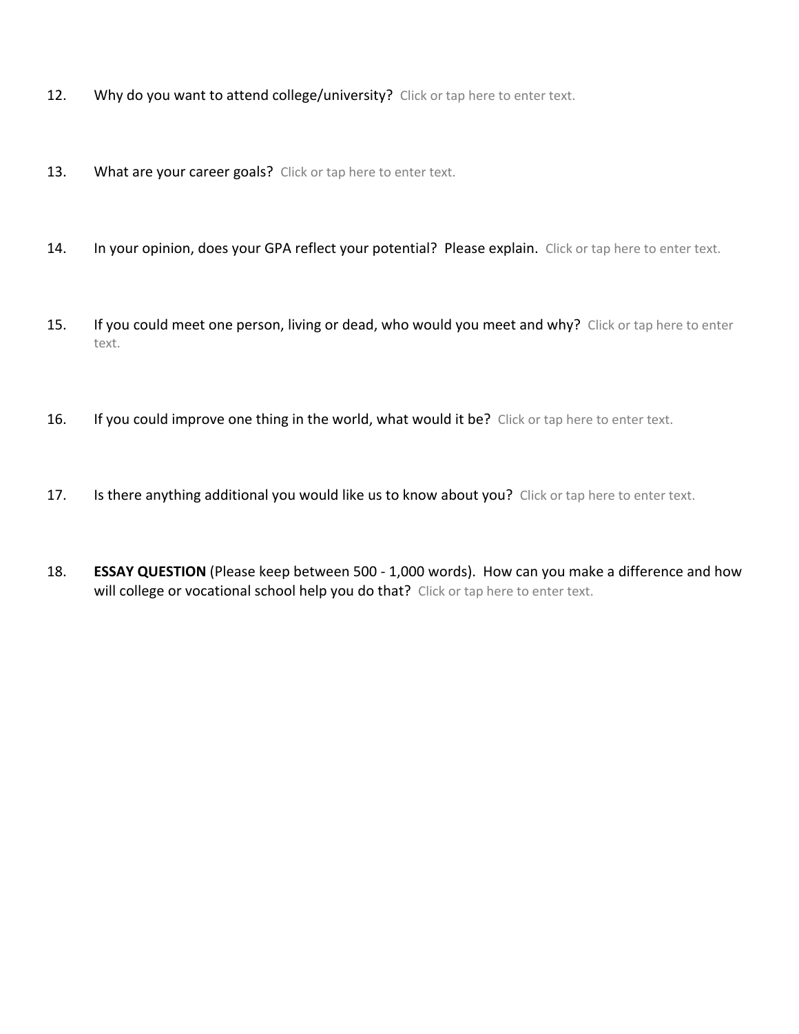12. Why do you want to attend college/university? Click or tap here to enter text.

13. What are your career goals? Click or tap here to enter text.

14. In your opinion, does your GPA reflect your potential? Please explain. Click or tap here to enter text.

15. If you could meet one person, living or dead, who would you meet and why? Click or tap here to enter text.

16. If you could improve one thing in the world, what would it be? Click or tap here to enter text.

17. Is there anything additional you would like us to know about you? Click or tap here to enter text.

18. **ESSAY QUESTION** (Please keep between 500 - 1,000 words). How can you make a difference and how will college or vocational school help you do that? Click or tap here to enter text.